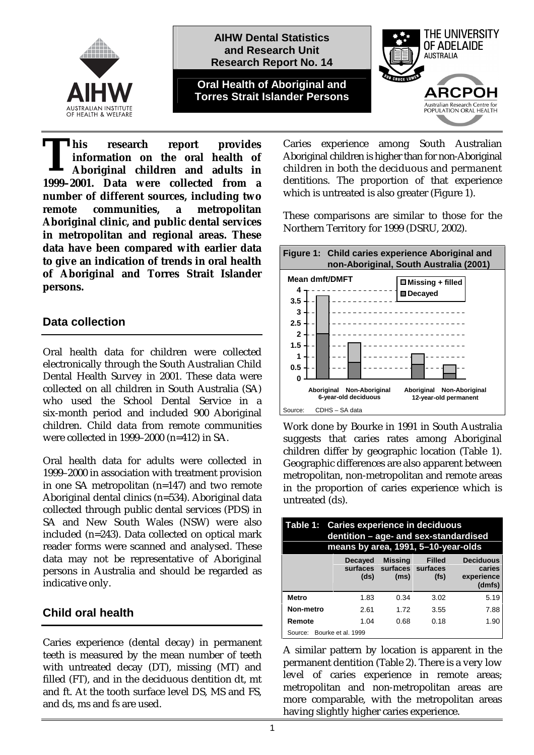AIHW Dental Statistics and Research Unit Research Report No. 14

# Oral Health of Aboriginal and Torres Strait Islander Persons

**This research report provides information on the oral health of Aboriginal children and adults in 1999–2001. Data were collected from a number of different sources, including two remote communities, a metropolitan Aboriginal clinic, and public dental services in metropolitan and regional areas. These data have been compared with earlier data to give an indication of trends in oral health of Aboriginal and Torres Strait Islander persons.**

## Data collection

Oral health data for children were collected electronically through the South Australian Child Dental Health Survey in 2001. These data were collected on all children in South Australia (SA) who used the School Dental Service in a six-month period and included 900 Aboriginal children. Child data from remote communities were collected in 1999–2000 (n=412) in SA.

Oral health data for adults were collected in 1999–2000 in association with treatment provision in one SA metropolitan (n=147) and two remote Aboriginal dental clinics (n=534). Aboriginal data collected through public dental services (PDS) in SA and New South Wales (NSW) were also included (n=243). Data collected on optical mark reader forms were scanned and analysed. These data may not be representative of Aboriginal persons in Australia and should be regarded as indicative only.

## Child oral health

Caries experience (dental decay) in permanent teeth is measured by the mean number of teeth with untreated decay (DT), missing (MT) and filled (FT), and in the deciduous dentition dt, mt and ft. At the tooth surface level DS, MS and FS, and ds, ms and fs are used.

Caries experience among South Australian Aboriginal children is higher than for non-Aboriginal children in both the deciduous and permanent dentitions. The proportion of that experience which is untreated is also greater (Figure 1).

These comparisons are similar to those for the Northern Territory for 1999 (DSRU, 2002).

**Figure 1: Child caries experience Aboriginal and non-Aboriginal, South Australia (2001)**

Source: CDHS – SA data

Work done by Bourke in 1991 in South Australia suggests that caries rates among Aboriginal children differ by geographic location (Table 1). Geographic differences are also apparent between metropolitan, non-metropolitan and remote areas in the proportion of caries experience which is untreated (ds).

**Table 1: Caries experience in deciduous dentition – age- and sex-standardised means by area, 1991, 5–10-year-olds**

| | Decayed surfaces (ds) | Missing surfaces (ms) | Filled surfaces (fs) | Deciduous caries experience (dmfs) |
|---|---|---|---|---|
| Metro | 1.83 | 0.34 | 3.02 | 5.19 |
| Non-metro | 2.61 | 1.72 | 3.55 | 7.88 |
| Remote | 1.04 | 0.68 | 0.18 | 1.90 |

Source: Bourke et al. 1999

A similar pattern by location is apparent in the permanent dentition (Table 2). There is a very low level of caries experience in remote areas; metropolitan and non-metropolitan areas are more comparable, with the metropolitan areas having slightly higher caries experience.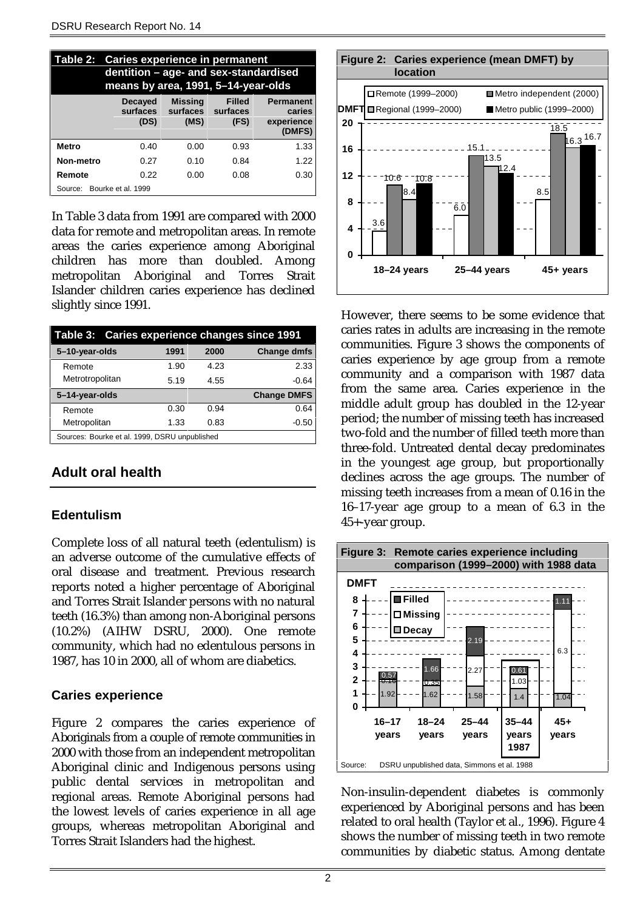**Table 2: Caries experience in permanent dentition – age- and sex-standardised means by area, 1991, 5–14-year-olds**

| | Decayed surfaces (DS) | Missing surfaces (MS) | Filled surfaces (FS) | Permanent caries experience (DMFS) |
|---|---|---|---|---|
| **Metro** | 0.40 | 0.00 | 0.93 | 1.33 |
| **Non-metro** | 0.27 | 0.10 | 0.84 | 1.22 |
| **Remote** | 0.22 | 0.00 | 0.08 | 0.30 |

Source: Bourke et al. 1999

In Table 3 data from 1991 are compared with 2000 data for remote and metropolitan areas. In remote areas the caries experience among Aboriginal children has more than doubled. Among metropolitan Aboriginal and Torres Strait Islander children caries experience has declined slightly since 1991.

**Table 3: Caries experience changes since 1991**

| 5–10-year-olds | 1991 | 2000 | Change dmfs |
|---|---|---|---|
| Remote | 1.90 | 4.23 | 2.33 |
| Metrotropolitan | 5.19 | 4.55 | -0.64 |
| **5–14-year-olds** | | | **Change DMFS** |
| Remote | 0.30 | 0.94 | 0.64 |
| Metropolitan | 1.33 | 0.83 | -0.50 |

Sources: Bourke et al. 1999, DSRU unpublished

## Adult oral health

### Edentulism

Complete loss of all natural teeth (edentulism) is an adverse outcome of the cumulative effects of oral disease and treatment. Previous research reports noted a higher percentage of Aboriginal and Torres Strait Islander persons with no natural teeth (16.3%) than among non-Aboriginal persons (10.2%) (AIHW DSRU, 2000). One remote community, which had no edentulous persons in 1987, has 10 in 2000, all of whom are diabetics.

### Caries experience

Figure 2 compares the caries experience of Aboriginals from a couple of remote communities in 2000 with those from an independent metropolitan Aboriginal clinic and Indigenous persons using public dental services in metropolitan and regional areas. Remote Aboriginal persons had the lowest levels of caries experience in all age groups, whereas metropolitan Aboriginal and Torres Strait Islanders had the highest.

**Figure 2: Caries experience (mean DMFT) by location**

| | Remote (1999–2000) | Regional (1999–2000) | Metro independent (2000) | Metro public (1999–2000) |
|---|---|---|---|---|
| 18–24 years | 3.6 | 8.4 | 10.6 | 10.8 |
| 25–44 years | 6.0 | 13.5 | 15.1 | 12.4 |
| 45+ years | 8.5 | 16.3 | 18.5 | 16.7 |

However, there seems to be some evidence that caries rates in adults are increasing in the remote communities. Figure 3 shows the components of caries experience by age group from a remote community and a comparison with 1987 data from the same area. Caries experience in the middle adult group has doubled in the 12-year period; the number of missing teeth has increased two-fold and the number of filled teeth more than three-fold. Untreated dental decay predominates in the youngest age group, but proportionally declines across the age groups. The number of missing teeth increases from a mean of 0.16 in the 16–17-year age group to a mean of 6.3 in the 45+-year group.

**Figure 3: Remote caries experience including comparison (1999–2000) with 1988 data**

| DMFT | 16–17 years | 18–24 years | 25–44 years | 35–44 years 1987 | 45+ years |
|---|---|---|---|---|---|
| Filled | 0.57 | 1.66 | 2.19 | 0.61 | 1.11 |
| Missing | 0.16 | 0.35 | 2.27 | 1.03 | 6.3 |
| Decay | 1.92 | 1.62 | 1.58 | 1.4 | 1.04 |

Source: DSRU unpublished data, Simmons et al. 1988

Non-insulin-dependent diabetes is commonly experienced by Aboriginal persons and has been related to oral health (Taylor et al., 1996). Figure 4 shows the number of missing teeth in two remote communities by diabetic status. Among dentate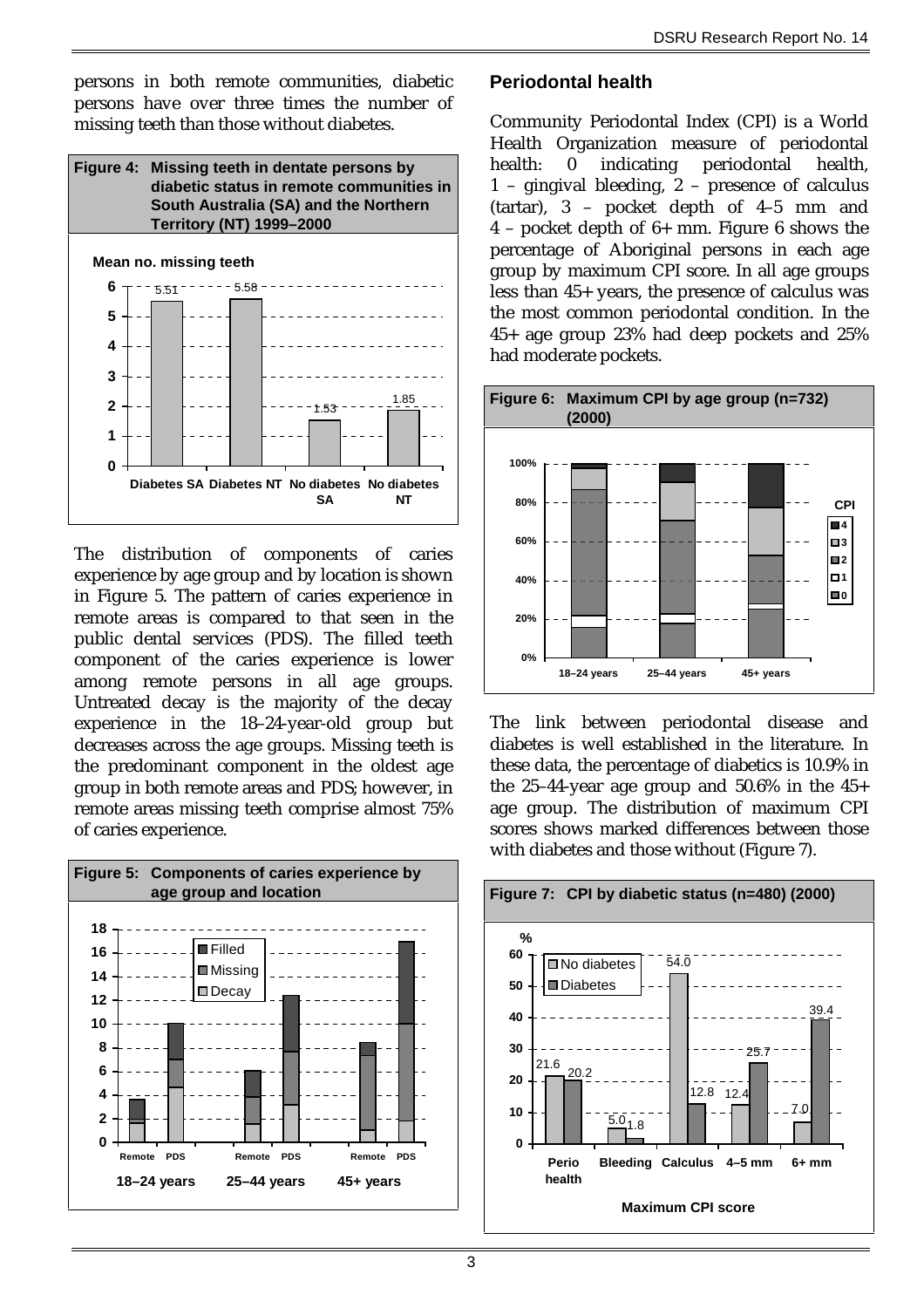persons in both remote communities, diabetic persons have over three times the number of missing teeth than those without diabetes.

**Figure 4: Missing teeth in dentate persons by diabetic status in remote communities in South Australia (SA) and the Northern Territory (NT) 1999–2000**

| | Diabetes SA | Diabetes NT | No diabetes SA | No diabetes NT |
|---|---|---|---|---|
| Mean no. missing teeth | 5.51 | 5.58 | 1.53 | 1.85 |

The distribution of components of caries experience by age group and by location is shown in Figure 5. The pattern of caries experience in remote areas is compared to that seen in the public dental services (PDS). The filled teeth component of the caries experience is lower among remote persons in all age groups. Untreated decay is the majority of the decay experience in the 18–24-year-old group but decreases across the age groups. Missing teeth is the predominant component in the oldest age group in both remote areas and PDS; however, in remote areas missing teeth comprise almost 75% of caries experience.

**Figure 5: Components of caries experience by age group and location**

## Periodontal health

Community Periodontal Index (CPI) is a World Health Organization measure of periodontal health: 0 indicating periodontal health, 1 – gingival bleeding, 2 – presence of calculus (tartar), 3 – pocket depth of 4–5 mm and 4 – pocket depth of 6+ mm. Figure 6 shows the percentage of Aboriginal persons in each age group by maximum CPI score. In all age groups less than 45+ years, the presence of calculus was the most common periodontal condition. In the 45+ age group 23% had deep pockets and 25% had moderate pockets.

**Figure 6: Maximum CPI by age group (n=732) (2000)**

The link between periodontal disease and diabetes is well established in the literature. In these data, the percentage of diabetics is 10.9% in the 25–44-year age group and 50.6% in the 45+ age group. The distribution of maximum CPI scores shows marked differences between those with diabetes and those without (Figure 7).

**Figure 7: CPI by diabetic status (n=480) (2000)**

| Maximum CPI score | No diabetes (%) | Diabetes (%) |
|---|---|---|
| Perio health | 21.6 | 20.2 |
| Bleeding | 5.0 | 1.8 |
| Calculus | 54.0 | 12.8 |
| 4–5 mm | 12.4 | 25.7 |
| 6+ mm | 7.0 | 39.4 |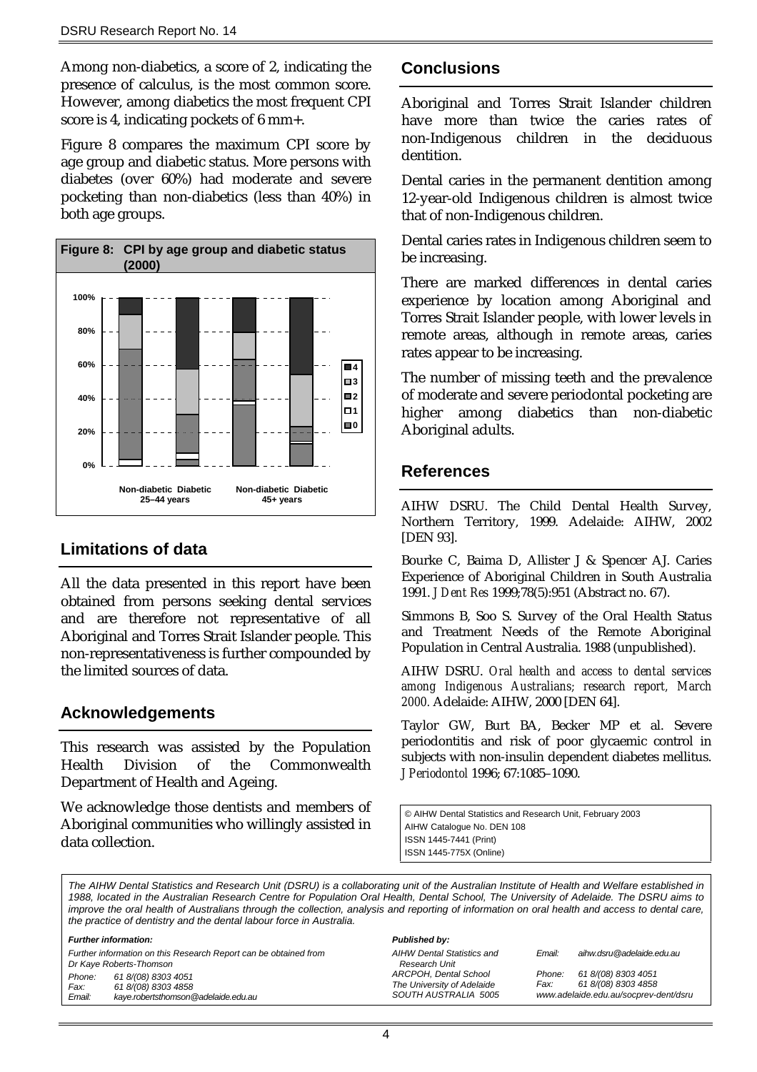Among non-diabetics, a score of 2, indicating the presence of calculus, is the most common score. However, among diabetics the most frequent CPI score is 4, indicating pockets of 6 mm+.

Figure 8 compares the maximum CPI score by age group and diabetic status. More persons with diabetes (over 60%) had moderate and severe pocketing than non-diabetics (less than 40%) in both age groups.

**Figure 8: CPI by age group and diabetic status (2000)**

100%
80%
60%
40%
20%
0%

4
3
2
1
0

Non-diabetic Diabetic
25–44 years

Non-diabetic Diabetic
45+ years

## Limitations of data

All the data presented in this report have been obtained from persons seeking dental services and are therefore not representative of all Aboriginal and Torres Strait Islander people. This non-representativeness is further compounded by the limited sources of data.

## Acknowledgements

This research was assisted by the Population Health Division of the Commonwealth Department of Health and Ageing.

We acknowledge those dentists and members of Aboriginal communities who willingly assisted in data collection.

## Conclusions

Aboriginal and Torres Strait Islander children have more than twice the caries rates of non-Indigenous children in the deciduous dentition.

Dental caries in the permanent dentition among 12-year-old Indigenous children is almost twice that of non-Indigenous children.

Dental caries rates in Indigenous children seem to be increasing.

There are marked differences in dental caries experience by location among Aboriginal and Torres Strait Islander people, with lower levels in remote areas, although in remote areas, caries rates appear to be increasing.

The number of missing teeth and the prevalence of moderate and severe periodontal pocketing are higher among diabetics than non-diabetic Aboriginal adults.

## References

AIHW DSRU. The Child Dental Health Survey, Northern Territory, 1999. Adelaide: AIHW, 2002 [DEN 93].

Bourke C, Baima D, Allister J & Spencer AJ. Caries Experience of Aboriginal Children in South Australia 1991. *J Dent Res* 1999;78(5):951 (Abstract no. 67).

Simmons B, Soo S. Survey of the Oral Health Status and Treatment Needs of the Remote Aboriginal Population in Central Australia. 1988 (unpublished).

AIHW DSRU. *Oral health and access to dental services among Indigenous Australians; research report, March 2000*. Adelaide: AIHW, 2000 [DEN 64].

Taylor GW, Burt BA, Becker MP et al. Severe periodontitis and risk of poor glycaemic control in subjects with non-insulin dependent diabetes mellitus. *J Periodontol* 1996; 67:1085–1090.

© AIHW Dental Statistics and Research Unit, February 2003
AIHW Catalogue No. DEN 108
ISSN 1445-7441 (Print)
ISSN 1445-775X (Online)

*The AIHW Dental Statistics and Research Unit (DSRU) is a collaborating unit of the Australian Institute of Health and Welfare established in 1988, located in the Australian Research Centre for Population Oral Health, Dental School, The University of Adelaide. The DSRU aims to improve the oral health of Australians through the collection, analysis and reporting of information on oral health and access to dental care, the practice of dentistry and the dental labour force in Australia.*

***Further information:***

*Further information on this Research Report can be obtained from Dr Kaye Roberts-Thomson*

*Phone: 61 8/(08) 8303 4051*
*Fax: 61 8/(08) 8303 4858*
*Email: kaye.robertsthomson@adelaide.edu.au*

***Published by:***

*AIHW Dental Statistics and Research Unit*
*ARCPOH, Dental School*
*The University of Adelaide*
*SOUTH AUSTRALIA 5005*

*Email: aihw.dsru@adelaide.edu.au*
*Phone: 61 8/(08) 8303 4051*
*Fax: 61 8/(08) 8303 4858*
*www.adelaide.edu.au/socprev-dent/dsru*